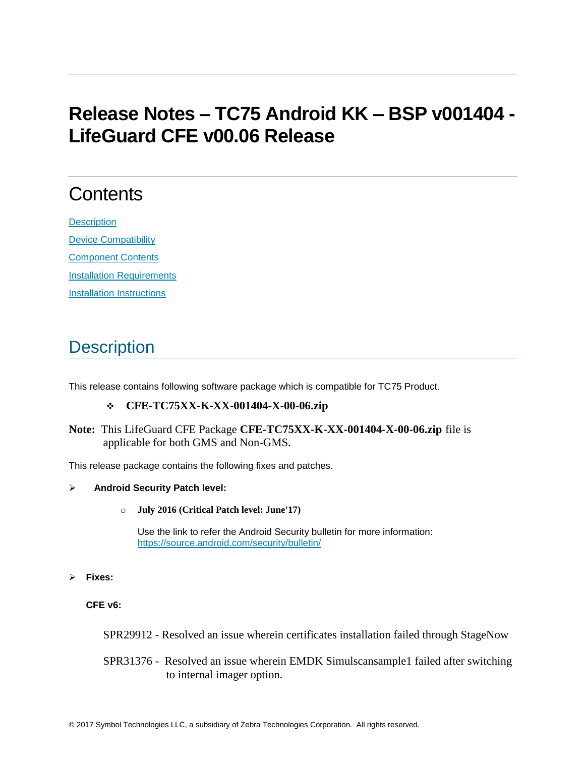# Release Notes – TC75 Android KK – BSP v001404 - LifeGuard CFE v00.06 Release

## Contents

[Description](#description)

[Device Compatibility](#device-compatibility)

[Component Contents](#component-contents)

[Installation Requirements](#installation-requirements)

[Installation Instructions](#installation-instructions)

## Description

This release contains following software package which is compatible for TC75 Product.

- **CFE-TC75XX-K-XX-001404-X-00-06.zip**

**Note:** This LifeGuard CFE Package **CFE-TC75XX-K-XX-001404-X-00-06.zip** file is applicable for both GMS and Non-GMS.

This release package contains the following fixes and patches.

- **Android Security Patch level:**
  - **July 2016 (Critical Patch level: June'17)**

    Use the link to refer the Android Security bulletin for more information: [https://source.android.com/security/bulletin/](https://source.android.com/security/bulletin/)

- **Fixes:**

  **CFE v6:**

  SPR29912 - Resolved an issue wherein certificates installation failed through StageNow

  SPR31376 - Resolved an issue wherein EMDK Simulscansample1 failed after switching to internal imager option.

© 2017 Symbol Technologies LLC, a subsidiary of Zebra Technologies Corporation. All rights reserved.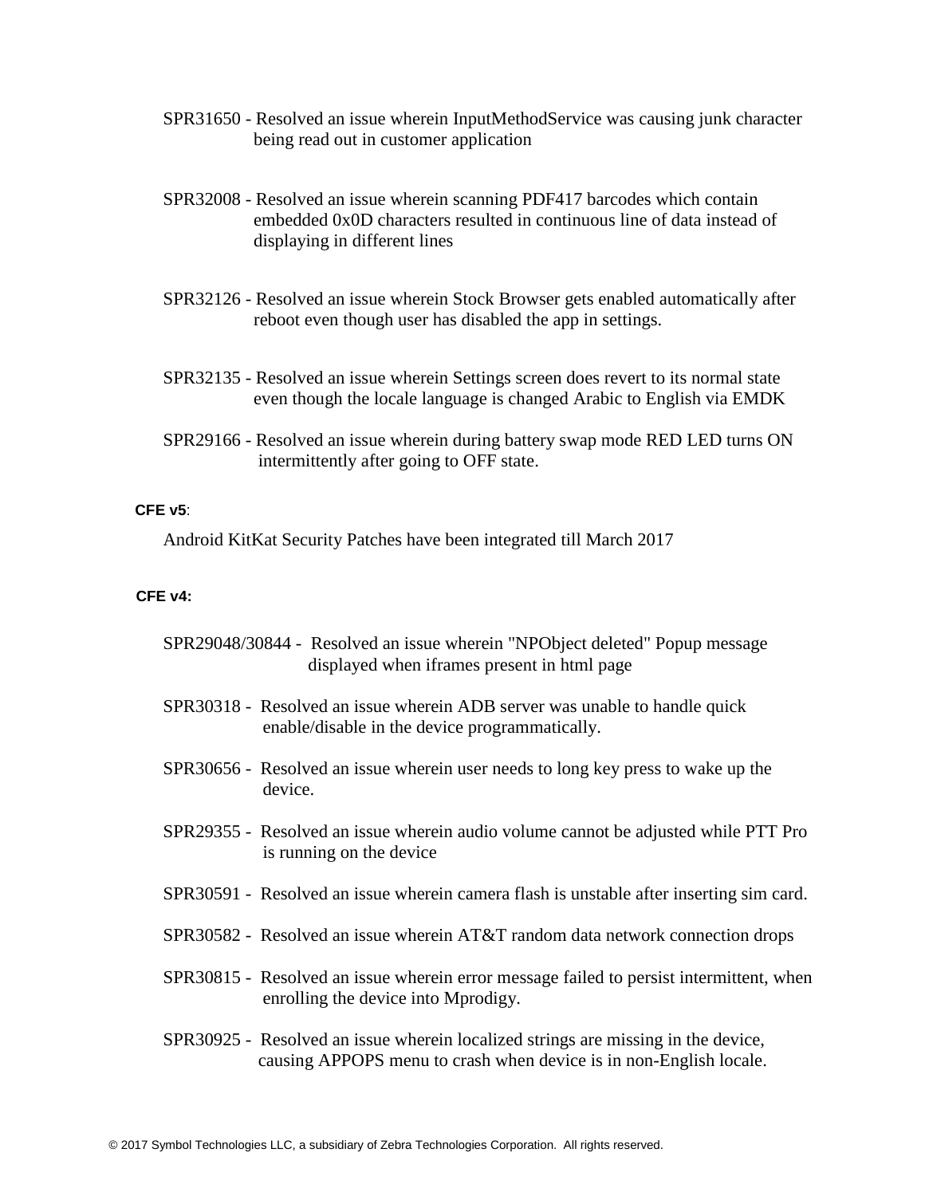- SPR31650 - Resolved an issue wherein InputMethodService was causing junk character being read out in customer application

- SPR32008 - Resolved an issue wherein scanning PDF417 barcodes which contain embedded 0x0D characters resulted in continuous line of data instead of displaying in different lines

- SPR32126 - Resolved an issue wherein Stock Browser gets enabled automatically after reboot even though user has disabled the app in settings.

- SPR32135 - Resolved an issue wherein Settings screen does revert to its normal state even though the locale language is changed Arabic to English via EMDK

- SPR29166 - Resolved an issue wherein during battery swap mode RED LED turns ON intermittently after going to OFF state.

**CFE v5**:

Android KitKat Security Patches have been integrated till March 2017

**CFE v4:**

- SPR29048/30844 - Resolved an issue wherein "NPObject deleted" Popup message displayed when iframes present in html page

- SPR30318 - Resolved an issue wherein ADB server was unable to handle quick enable/disable in the device programmatically.

- SPR30656 - Resolved an issue wherein user needs to long key press to wake up the device.

- SPR29355 - Resolved an issue wherein audio volume cannot be adjusted while PTT Pro is running on the device

- SPR30591 - Resolved an issue wherein camera flash is unstable after inserting sim card.

- SPR30582 - Resolved an issue wherein AT&T random data network connection drops

- SPR30815 - Resolved an issue wherein error message failed to persist intermittent, when enrolling the device into Mprodigy.

- SPR30925 - Resolved an issue wherein localized strings are missing in the device, causing APPOPS menu to crash when device is in non-English locale.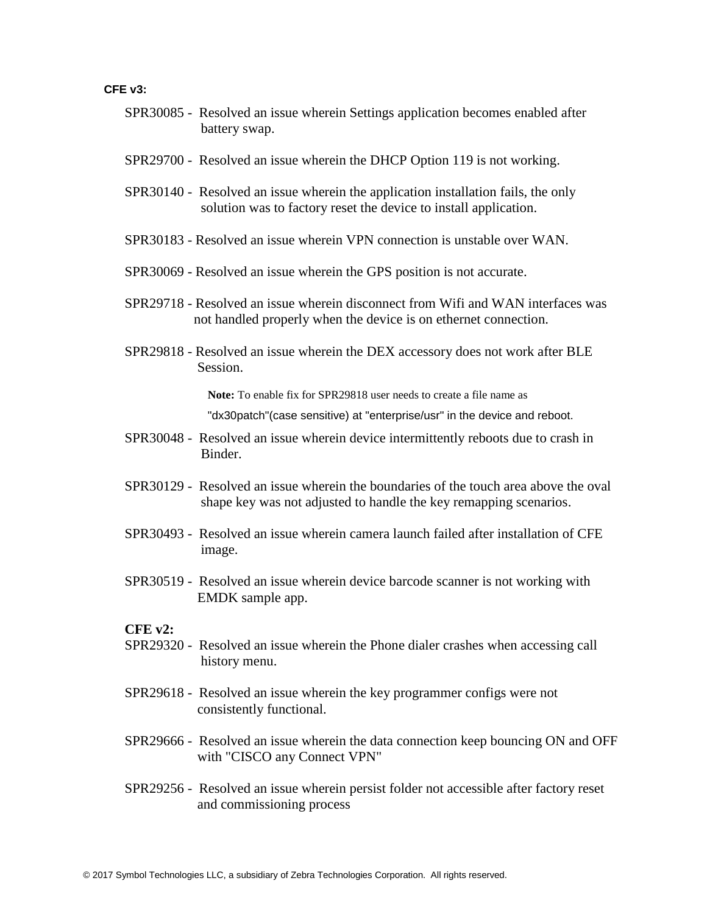**CFE v3:**

- SPR30085 - Resolved an issue wherein Settings application becomes enabled after battery swap.
- SPR29700 - Resolved an issue wherein the DHCP Option 119 is not working.
- SPR30140 - Resolved an issue wherein the application installation fails, the only solution was to factory reset the device to install application.
- SPR30183 - Resolved an issue wherein VPN connection is unstable over WAN.
- SPR30069 - Resolved an issue wherein the GPS position is not accurate.
- SPR29718 - Resolved an issue wherein disconnect from Wifi and WAN interfaces was not handled properly when the device is on ethernet connection.
- SPR29818 - Resolved an issue wherein the DEX accessory does not work after BLE Session.

  **Note:** To enable fix for SPR29818 user needs to create a file name as "dx30patch"(case sensitive) at "enterprise/usr" in the device and reboot.

- SPR30048 - Resolved an issue wherein device intermittently reboots due to crash in Binder.
- SPR30129 - Resolved an issue wherein the boundaries of the touch area above the oval shape key was not adjusted to handle the key remapping scenarios.
- SPR30493 - Resolved an issue wherein camera launch failed after installation of CFE image.
- SPR30519 - Resolved an issue wherein device barcode scanner is not working with EMDK sample app.

**CFE v2:**

- SPR29320 - Resolved an issue wherein the Phone dialer crashes when accessing call history menu.
- SPR29618 - Resolved an issue wherein the key programmer configs were not consistently functional.
- SPR29666 - Resolved an issue wherein the data connection keep bouncing ON and OFF with "CISCO any Connect VPN"
- SPR29256 - Resolved an issue wherein persist folder not accessible after factory reset and commissioning process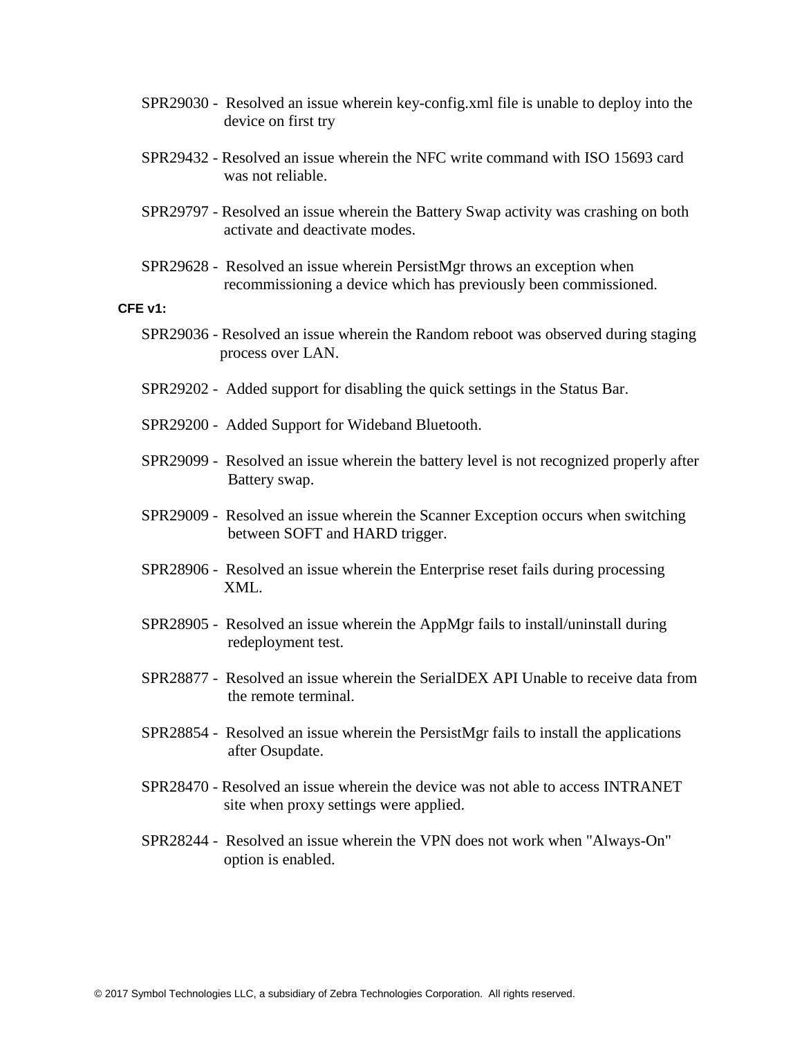- SPR29030 - Resolved an issue wherein key-config.xml file is unable to deploy into the device on first try

- SPR29432 - Resolved an issue wherein the NFC write command with ISO 15693 card was not reliable.

- SPR29797 - Resolved an issue wherein the Battery Swap activity was crashing on both activate and deactivate modes.

- SPR29628 - Resolved an issue wherein PersistMgr throws an exception when recommissioning a device which has previously been commissioned.

**CFE v1:**

- SPR29036 - Resolved an issue wherein the Random reboot was observed during staging process over LAN.

- SPR29202 - Added support for disabling the quick settings in the Status Bar.

- SPR29200 - Added Support for Wideband Bluetooth.

- SPR29099 - Resolved an issue wherein the battery level is not recognized properly after Battery swap.

- SPR29009 - Resolved an issue wherein the Scanner Exception occurs when switching between SOFT and HARD trigger.

- SPR28906 - Resolved an issue wherein the Enterprise reset fails during processing XML.

- SPR28905 - Resolved an issue wherein the AppMgr fails to install/uninstall during redeployment test.

- SPR28877 - Resolved an issue wherein the SerialDEX API Unable to receive data from the remote terminal.

- SPR28854 - Resolved an issue wherein the PersistMgr fails to install the applications after Osupdate.

- SPR28470 - Resolved an issue wherein the device was not able to access INTRANET site when proxy settings were applied.

- SPR28244 - Resolved an issue wherein the VPN does not work when "Always-On" option is enabled.

© 2017 Symbol Technologies LLC, a subsidiary of Zebra Technologies Corporation. All rights reserved.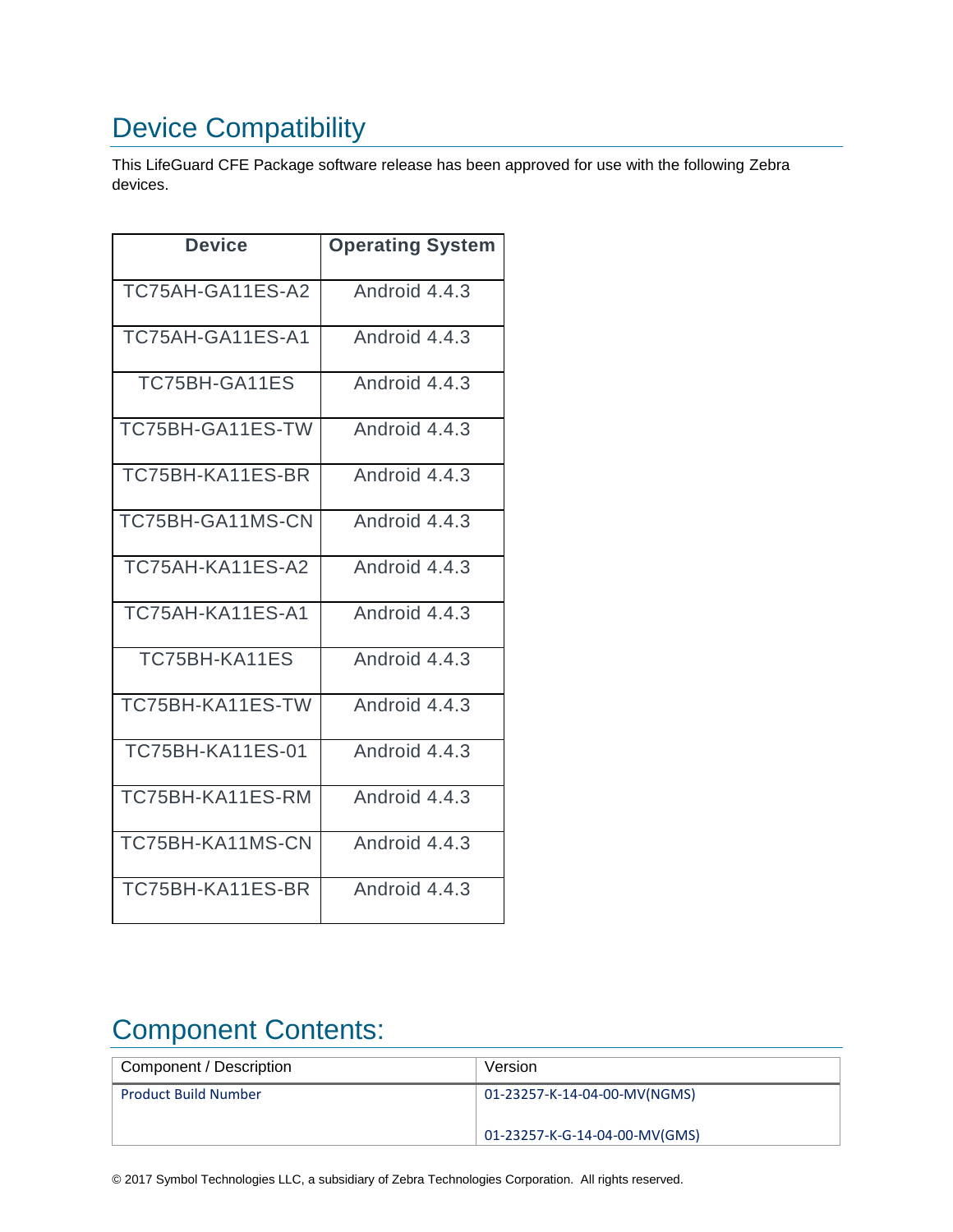## Device Compatibility

This LifeGuard CFE Package software release has been approved for use with the following Zebra devices.

| Device | Operating System |
|---|---|
| TC75AH-GA11ES-A2 | Android 4.4.3 |
| TC75AH-GA11ES-A1 | Android 4.4.3 |
| TC75BH-GA11ES | Android 4.4.3 |
| TC75BH-GA11ES-TW | Android 4.4.3 |
| TC75BH-KA11ES-BR | Android 4.4.3 |
| TC75BH-GA11MS-CN | Android 4.4.3 |
| TC75AH-KA11ES-A2 | Android 4.4.3 |
| TC75AH-KA11ES-A1 | Android 4.4.3 |
| TC75BH-KA11ES | Android 4.4.3 |
| TC75BH-KA11ES-TW | Android 4.4.3 |
| TC75BH-KA11ES-01 | Android 4.4.3 |
| TC75BH-KA11ES-RM | Android 4.4.3 |
| TC75BH-KA11MS-CN | Android 4.4.3 |
| TC75BH-KA11ES-BR | Android 4.4.3 |

## Component Contents:

| Component / Description | Version |
|---|---|
| Product Build Number | 01-23257-K-14-04-00-MV(NGMS)<br><br>01-23257-K-G-14-04-00-MV(GMS) |

© 2017 Symbol Technologies LLC, a subsidiary of Zebra Technologies Corporation. All rights reserved.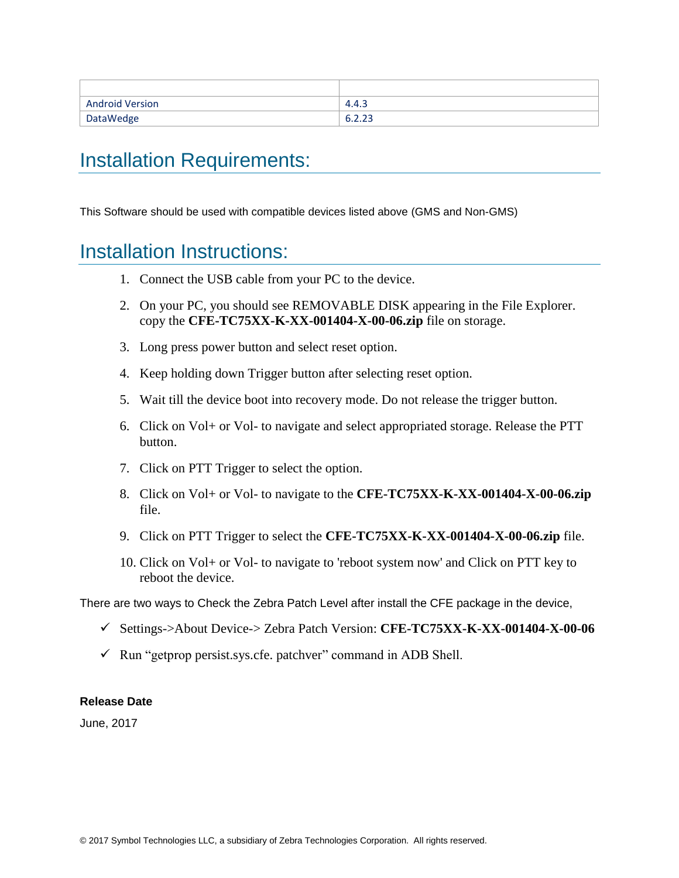| | |
|---|---|
| Android Version | 4.4.3 |
| DataWedge | 6.2.23 |

# Installation Requirements:

This Software should be used with compatible devices listed above (GMS and Non-GMS)

# Installation Instructions:

1. Connect the USB cable from your PC to the device.
2. On your PC, you should see REMOVABLE DISK appearing in the File Explorer. copy the **CFE-TC75XX-K-XX-001404-X-00-06.zip** file on storage.
3. Long press power button and select reset option.
4. Keep holding down Trigger button after selecting reset option.
5. Wait till the device boot into recovery mode. Do not release the trigger button.
6. Click on Vol+ or Vol- to navigate and select appropriated storage. Release the PTT button.
7. Click on PTT Trigger to select the option.
8. Click on Vol+ or Vol- to navigate to the **CFE-TC75XX-K-XX-001404-X-00-06.zip** file.
9. Click on PTT Trigger to select the **CFE-TC75XX-K-XX-001404-X-00-06.zip** file.
10. Click on Vol+ or Vol- to navigate to 'reboot system now' and Click on PTT key to reboot the device.

There are two ways to Check the Zebra Patch Level after install the CFE package in the device,

- ✓ Settings->About Device-> Zebra Patch Version: **CFE-TC75XX-K-XX-001404-X-00-06**
- ✓ Run "getprop persist.sys.cfe. patchver" command in ADB Shell.

**Release Date**

June, 2017

© 2017 Symbol Technologies LLC, a subsidiary of Zebra Technologies Corporation. All rights reserved.